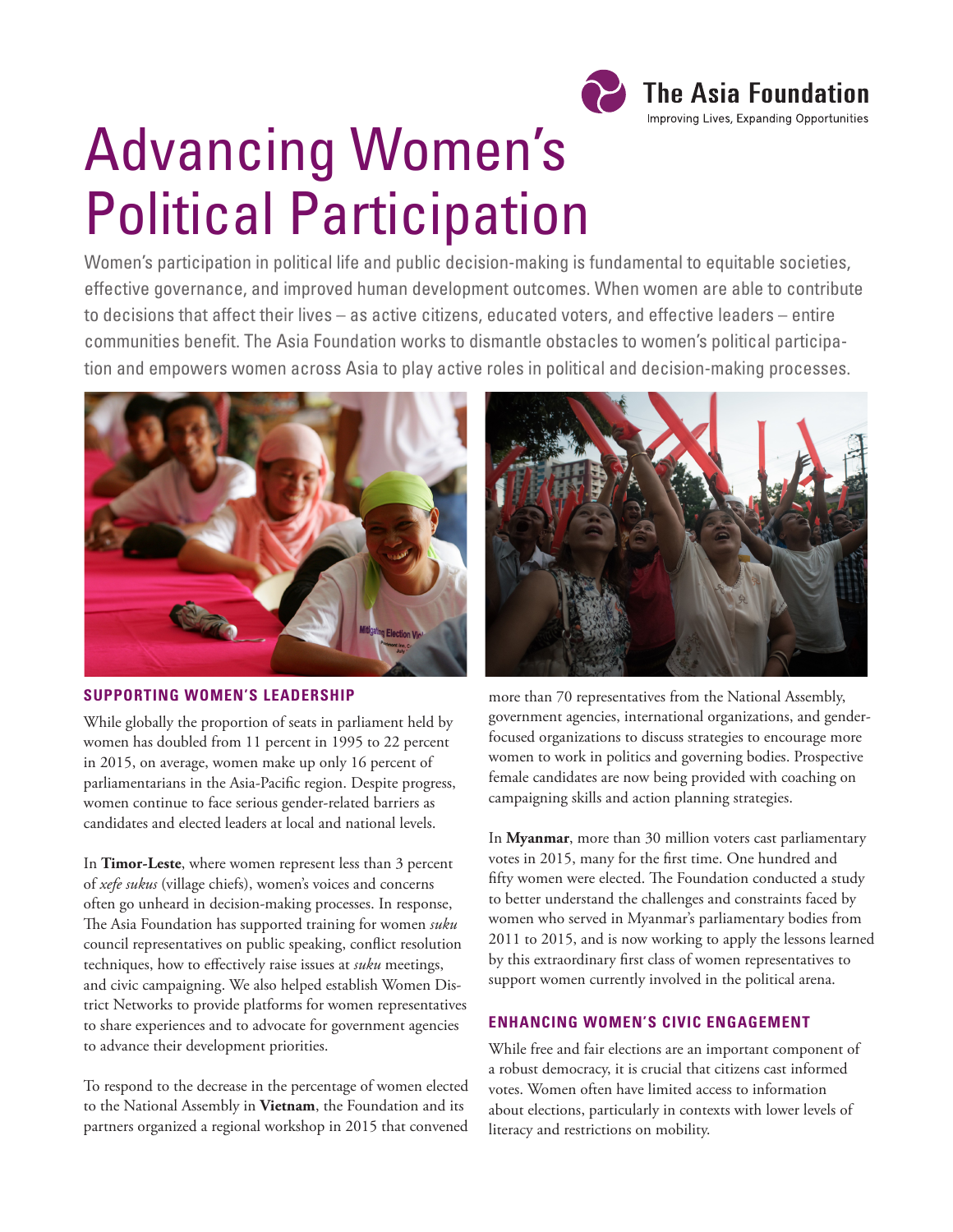The Asia Foundation
Improving Lives, Expanding Opportunities

# Advancing Women's Political Participation

Women's participation in political life and public decision-making is fundamental to equitable societies, effective governance, and improved human development outcomes. When women are able to contribute to decisions that affect their lives – as active citizens, educated voters, and effective leaders – entire communities benefit. The Asia Foundation works to dismantle obstacles to women's political participation and empowers women across Asia to play active roles in political and decision-making processes.

## SUPPORTING WOMEN'S LEADERSHIP

While globally the proportion of seats in parliament held by women has doubled from 11 percent in 1995 to 22 percent in 2015, on average, women make up only 16 percent of parliamentarians in the Asia-Pacific region. Despite progress, women continue to face serious gender-related barriers as candidates and elected leaders at local and national levels.

In **Timor-Leste**, where women represent less than 3 percent of *xefe sukus* (village chiefs), women's voices and concerns often go unheard in decision-making processes. In response, The Asia Foundation has supported training for women *suku* council representatives on public speaking, conflict resolution techniques, how to effectively raise issues at *suku* meetings, and civic campaigning. We also helped establish Women District Networks to provide platforms for women representatives to share experiences and to advocate for government agencies to advance their development priorities.

To respond to the decrease in the percentage of women elected to the National Assembly in **Vietnam**, the Foundation and its partners organized a regional workshop in 2015 that convened more than 70 representatives from the National Assembly, government agencies, international organizations, and gender-focused organizations to discuss strategies to encourage more women to work in politics and governing bodies. Prospective female candidates are now being provided with coaching on campaigning skills and action planning strategies.

In **Myanmar**, more than 30 million voters cast parliamentary votes in 2015, many for the first time. One hundred and fifty women were elected. The Foundation conducted a study to better understand the challenges and constraints faced by women who served in Myanmar's parliamentary bodies from 2011 to 2015, and is now working to apply the lessons learned by this extraordinary first class of women representatives to support women currently involved in the political arena.

## ENHANCING WOMEN'S CIVIC ENGAGEMENT

While free and fair elections are an important component of a robust democracy, it is crucial that citizens cast informed votes. Women often have limited access to information about elections, particularly in contexts with lower levels of literacy and restrictions on mobility.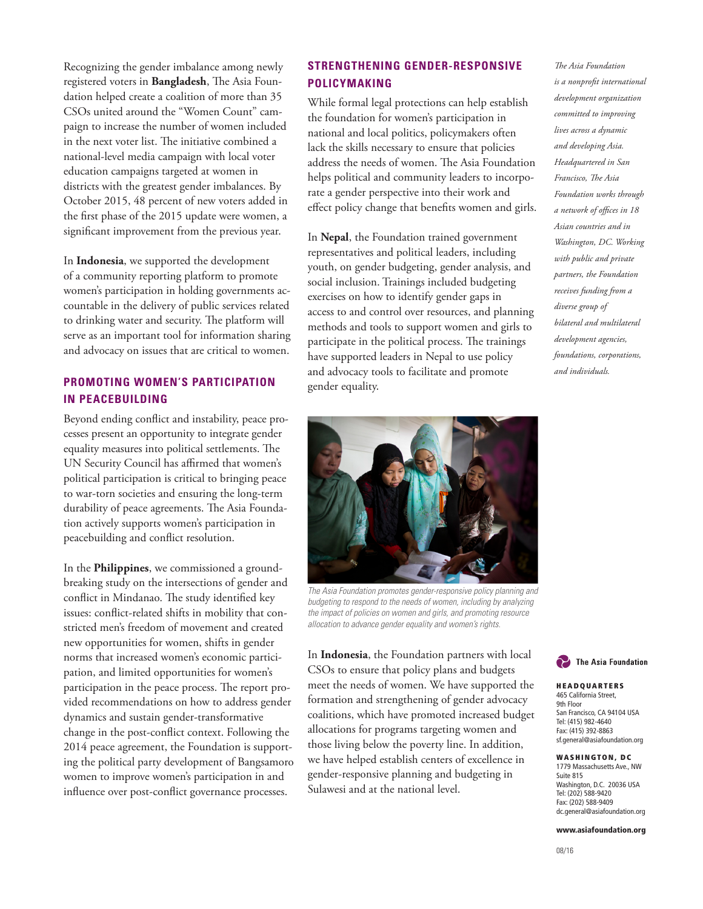Recognizing the gender imbalance among newly registered voters in **Bangladesh**, The Asia Foundation helped create a coalition of more than 35 CSOs united around the "Women Count" campaign to increase the number of women included in the next voter list. The initiative combined a national-level media campaign with local voter education campaigns targeted at women in districts with the greatest gender imbalances. By October 2015, 48 percent of new voters added in the first phase of the 2015 update were women, a significant improvement from the previous year.

In **Indonesia**, we supported the development of a community reporting platform to promote women's participation in holding governments accountable in the delivery of public services related to drinking water and security. The platform will serve as an important tool for information sharing and advocacy on issues that are critical to women.

## PROMOTING WOMEN'S PARTICIPATION IN PEACEBUILDING

Beyond ending conflict and instability, peace processes present an opportunity to integrate gender equality measures into political settlements. The UN Security Council has affirmed that women's political participation is critical to bringing peace to war-torn societies and ensuring the long-term durability of peace agreements. The Asia Foundation actively supports women's participation in peacebuilding and conflict resolution.

In the **Philippines**, we commissioned a groundbreaking study on the intersections of gender and conflict in Mindanao. The study identified key issues: conflict-related shifts in mobility that constricted men's freedom of movement and created new opportunities for women, shifts in gender norms that increased women's economic participation, and limited opportunities for women's participation in the peace process. The report provided recommendations on how to address gender dynamics and sustain gender-transformative change in the post-conflict context. Following the 2014 peace agreement, the Foundation is supporting the political party development of Bangsamoro women to improve women's participation in and influence over post-conflict governance processes.

## STRENGTHENING GENDER-RESPONSIVE POLICYMAKING

While formal legal protections can help establish the foundation for women's participation in national and local politics, policymakers often lack the skills necessary to ensure that policies address the needs of women. The Asia Foundation helps political and community leaders to incorporate a gender perspective into their work and effect policy change that benefits women and girls.

In **Nepal**, the Foundation trained government representatives and political leaders, including youth, on gender budgeting, gender analysis, and social inclusion. Trainings included budgeting exercises on how to identify gender gaps in access to and control over resources, and planning methods and tools to support women and girls to participate in the political process. The trainings have supported leaders in Nepal to use policy and advocacy tools to facilitate and promote gender equality.

*The Asia Foundation promotes gender-responsive policy planning and budgeting to respond to the needs of women, including by analyzing the impact of policies on women and girls, and promoting resource allocation to advance gender equality and women's rights.*

In **Indonesia**, the Foundation partners with local CSOs to ensure that policy plans and budgets meet the needs of women. We have supported the formation and strengthening of gender advocacy coalitions, which have promoted increased budget allocations for programs targeting women and those living below the poverty line. In addition, we have helped establish centers of excellence in gender-responsive planning and budgeting in Sulawesi and at the national level.

*The Asia Foundation is a nonprofit international development organization committed to improving lives across a dynamic and developing Asia. Headquartered in San Francisco, The Asia Foundation works through a network of offices in 18 Asian countries and in Washington, DC. Working with public and private partners, the Foundation receives funding from a diverse group of bilateral and multilateral development agencies, foundations, corporations, and individuals.*

**The Asia Foundation**

**HEADQUARTERS**
465 California Street,
9th Floor
San Francisco, CA 94104 USA
Tel: (415) 982-4640
Fax: (415) 392-8863
sf.general@asiafoundation.org

**WASHINGTON, DC**
1779 Massachusetts Ave., NW
Suite 815
Washington, D.C. 20036 USA
Tel: (202) 588-9420
Fax: (202) 588-9409
dc.general@asiafoundation.org

**www.asiafoundation.org**

08/16